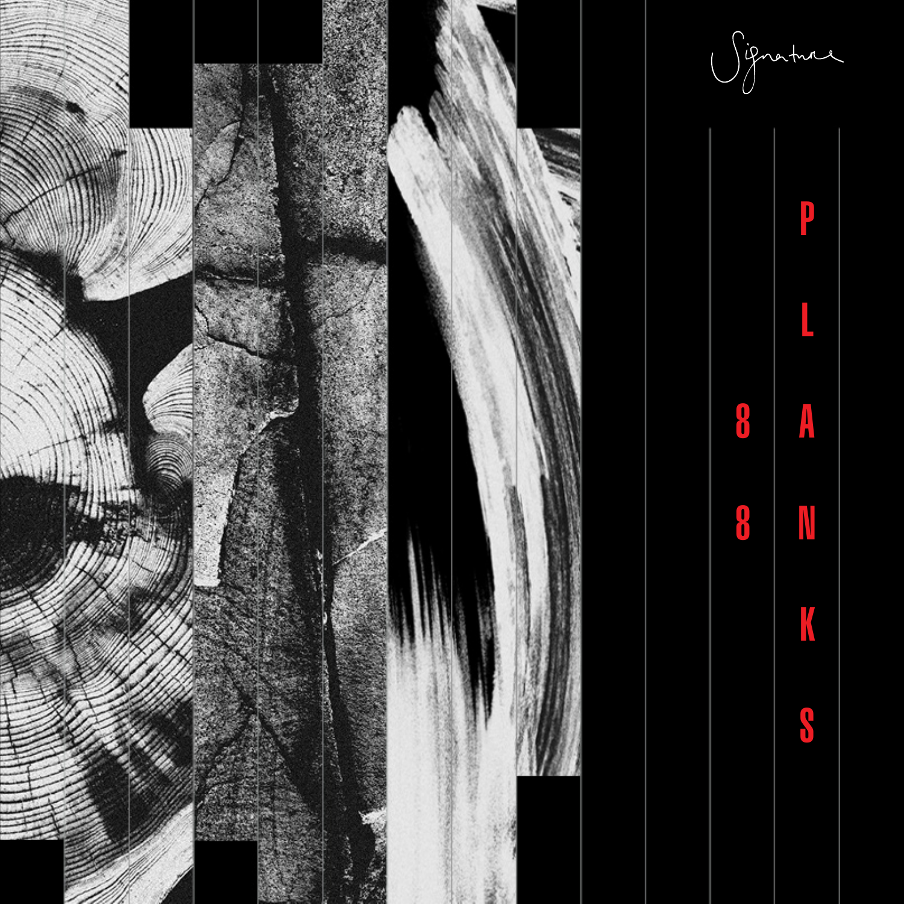Signature

# 88 PLANKS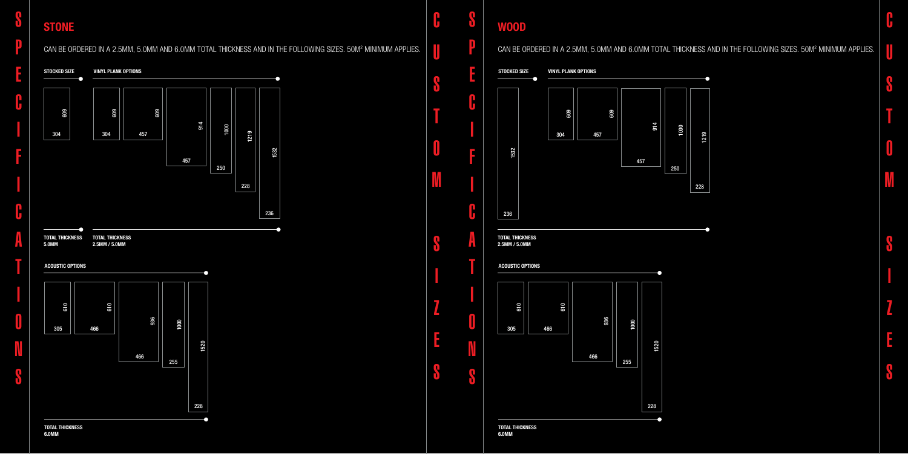SPECIFICATIONS

## STONE

CAN BE ORDERED IN A 2.5MM, 5.0MM AND 6.0MM TOTAL THICKNESS AND IN THE FOLLOWING SIZES. 50M² MINIMUM APPLIES.

**STOCKED SIZE**

609 × 304

**TOTAL THICKNESS 5.0MM**

**VINYL PLANK OPTIONS**

609 × 304

609 × 457

914 × 457

1000 × 250

1219 × 228

1532 × 236

**TOTAL THICKNESS 2.5MM / 5.0MM**

**ACOUSTIC OPTIONS**

610 × 305

610 × 466

936 × 466

1000 × 255

1520 × 228

**TOTAL THICKNESS 6.0MM**

CUSTOM SIZES

SPECIFICATIONS

## WOOD

CAN BE ORDERED IN A 2.5MM, 5.0MM AND 6.0MM TOTAL THICKNESS AND IN THE FOLLOWING SIZES. 50M² MINIMUM APPLIES.

**STOCKED SIZE**

1532 × 236

**VINYL PLANK OPTIONS**

609 × 304

609 × 457

914 × 457

1000 × 250

1219 × 228

**TOTAL THICKNESS 2.5MM / 5.0MM**

**ACOUSTIC OPTIONS**

610 × 305

610 × 466

936 × 466

1000 × 255

1520 × 228

**TOTAL THICKNESS 6.0MM**

CUSTOM SIZES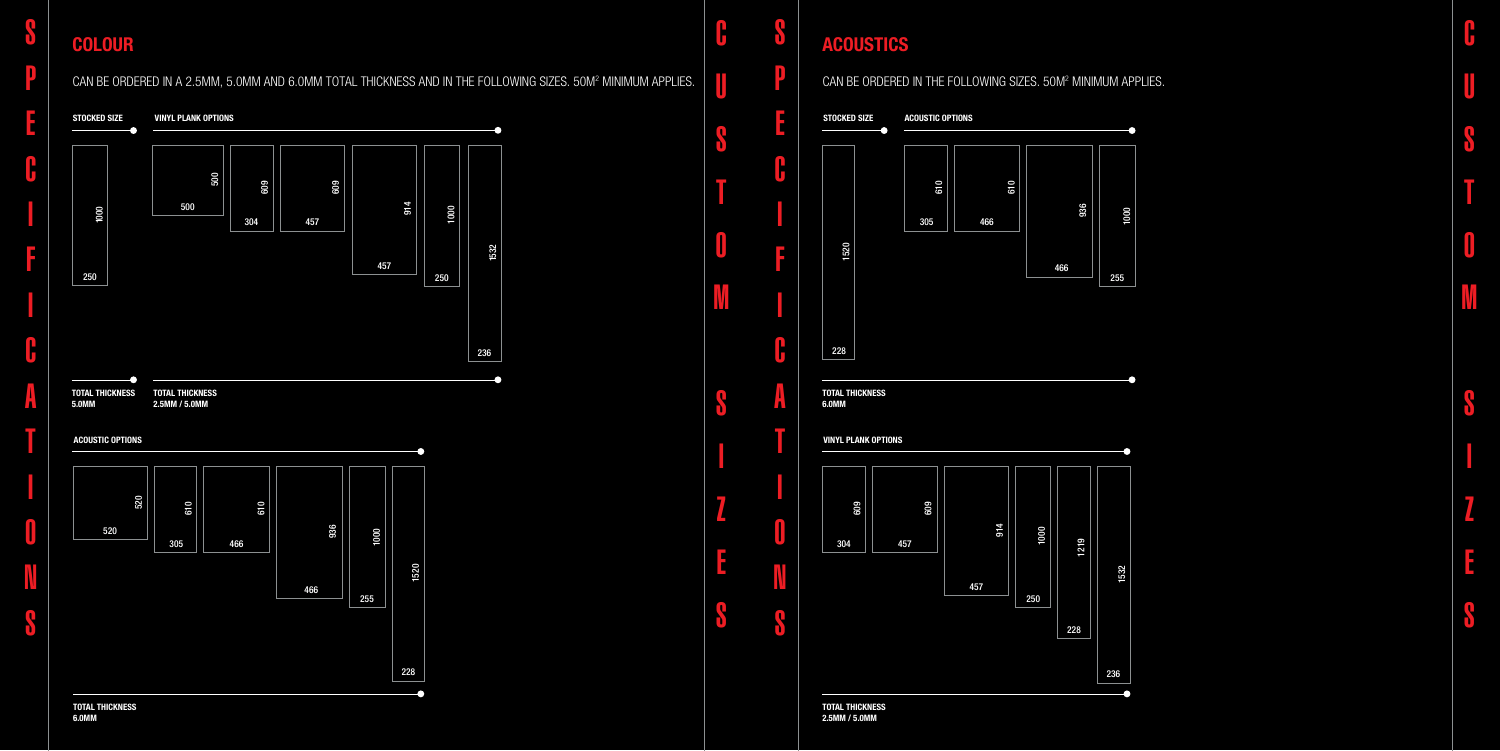# SPECIFICATIONS

## COLOUR

CAN BE ORDERED IN A 2.5MM, 5.0MM AND 6.0MM TOTAL THICKNESS AND IN THE FOLLOWING SIZES. 50M² MINIMUM APPLIES.

**STOCKED SIZE**

1000
250

**TOTAL THICKNESS**
**5.0MM**

**VINYL PLANK OPTIONS**

500
500

609
304

609
457

914
457

1000
250

1532
236

**TOTAL THICKNESS**
**2.5MM / 5.0MM**

**ACOUSTIC OPTIONS**

520
520

610
305

610
466

936
466

1000
255

1520
228

**TOTAL THICKNESS**
**6.0MM**

# CUSTOM SIZES

# SPECIFICATIONS

## ACOUSTICS

CAN BE ORDERED IN THE FOLLOWING SIZES. 50M² MINIMUM APPLIES.

**STOCKED SIZE**

1520
228

**ACOUSTIC OPTIONS**

610
305

610
466

936
466

1000
255

**TOTAL THICKNESS**
**6.0MM**

**VINYL PLANK OPTIONS**

609
304

609
457

914
457

1000
250

1219
228

1532
236

**TOTAL THICKNESS**
**2.5MM / 5.0MM**

# CUSTOM SIZES